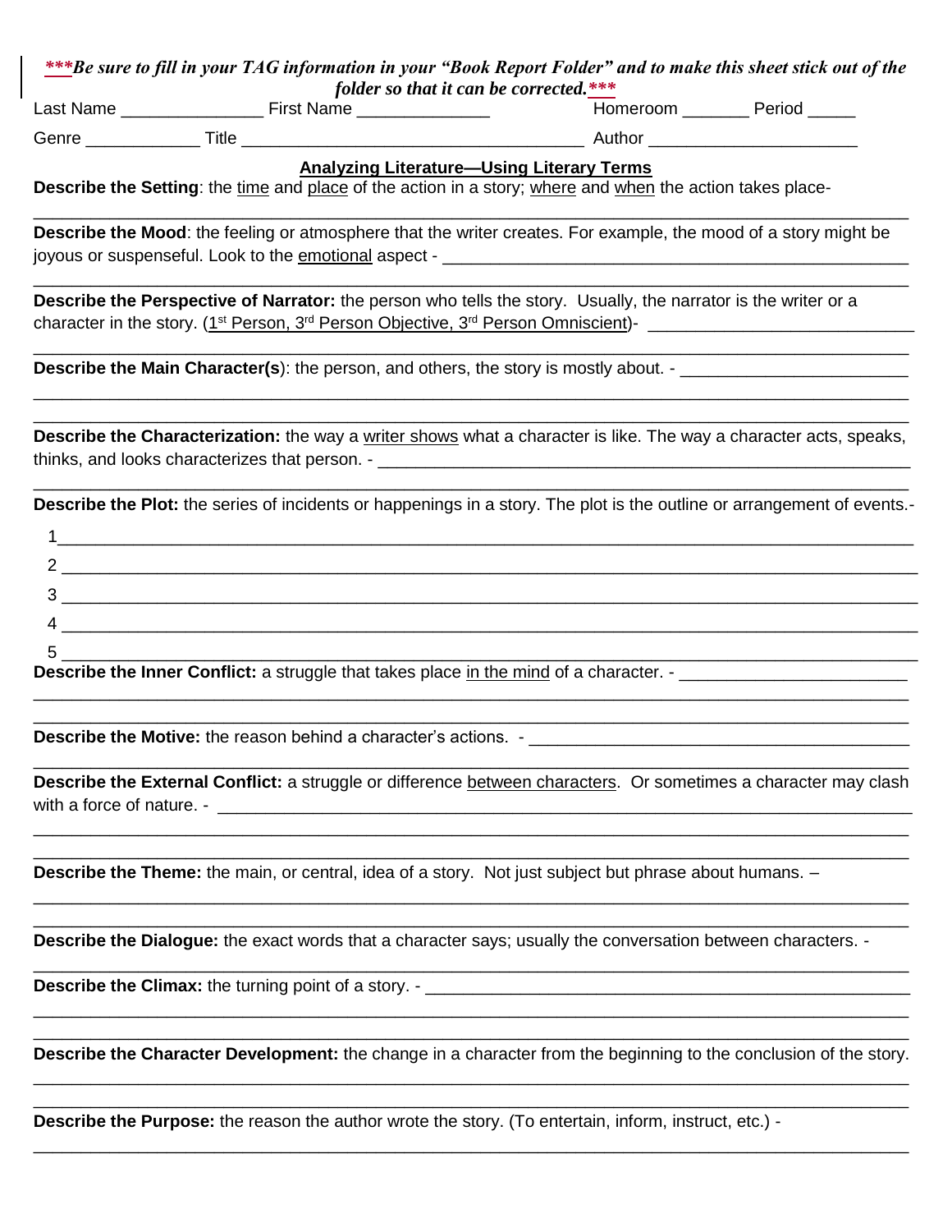***Be sure to fill in your TAG information in your "Book Report Folder" and to make this sheet stick out of the folder so that it can be corrected.***

Last Name _______________ First Name ______________ Homeroom _______ Period _____

Genre ____________ Title ___________________________________ Author _____________________

## Analyzing Literature—Using Literary Terms

**Describe the Setting**: the time and place of the action in a story; where and when the action takes place-

_____________________________________________________________________________________________

**Describe the Mood**: the feeling or atmosphere that the writer creates. For example, the mood of a story might be joyous or suspenseful. Look to the emotional aspect - ___________________________________________________

_____________________________________________________________________________________________

**Describe the Perspective of Narrator:** the person who tells the story. Usually, the narrator is the writer or a character in the story. (1st Person, 3rd Person Objective, 3rd Person Omniscient)- ____________________________

_____________________________________________________________________________________________

**Describe the Main Character(s**): the person, and others, the story is mostly about. - ________________________

_____________________________________________________________________________________________

_____________________________________________________________________________________________

**Describe the Characterization:** the way a writer shows what a character is like. The way a character acts, speaks, thinks, and looks characterizes that person. - __________________________________________________________

_____________________________________________________________________________________________

**Describe the Plot:** the series of incidents or happenings in a story. The plot is the outline or arrangement of events.-

1_____________________________________________________________________________________________

2 _____________________________________________________________________________________________

3 _____________________________________________________________________________________________

4 _____________________________________________________________________________________________

5 _____________________________________________________________________________________________

**Describe the Inner Conflict:** a struggle that takes place in the mind of a character. - ________________________

_____________________________________________________________________________________________

_____________________________________________________________________________________________

**Describe the Motive:** the reason behind a character's actions. - _________________________________________

_____________________________________________________________________________________________

**Describe the External Conflict:** a struggle or difference between characters. Or sometimes a character may clash with a force of nature. - ___________________________________________________________________________

_____________________________________________________________________________________________

_____________________________________________________________________________________________

**Describe the Theme:** the main, or central, idea of a story. Not just subject but phrase about humans. –

_____________________________________________________________________________________________

_____________________________________________________________________________________________

**Describe the Dialogue:** the exact words that a character says; usually the conversation between characters. -

_____________________________________________________________________________________________

**Describe the Climax:** the turning point of a story. - _____________________________________________________

_____________________________________________________________________________________________

_____________________________________________________________________________________________

**Describe the Character Development:** the change in a character from the beginning to the conclusion of the story.

_____________________________________________________________________________________________

_____________________________________________________________________________________________

**Describe the Purpose:** the reason the author wrote the story. (To entertain, inform, instruct, etc.) -

_____________________________________________________________________________________________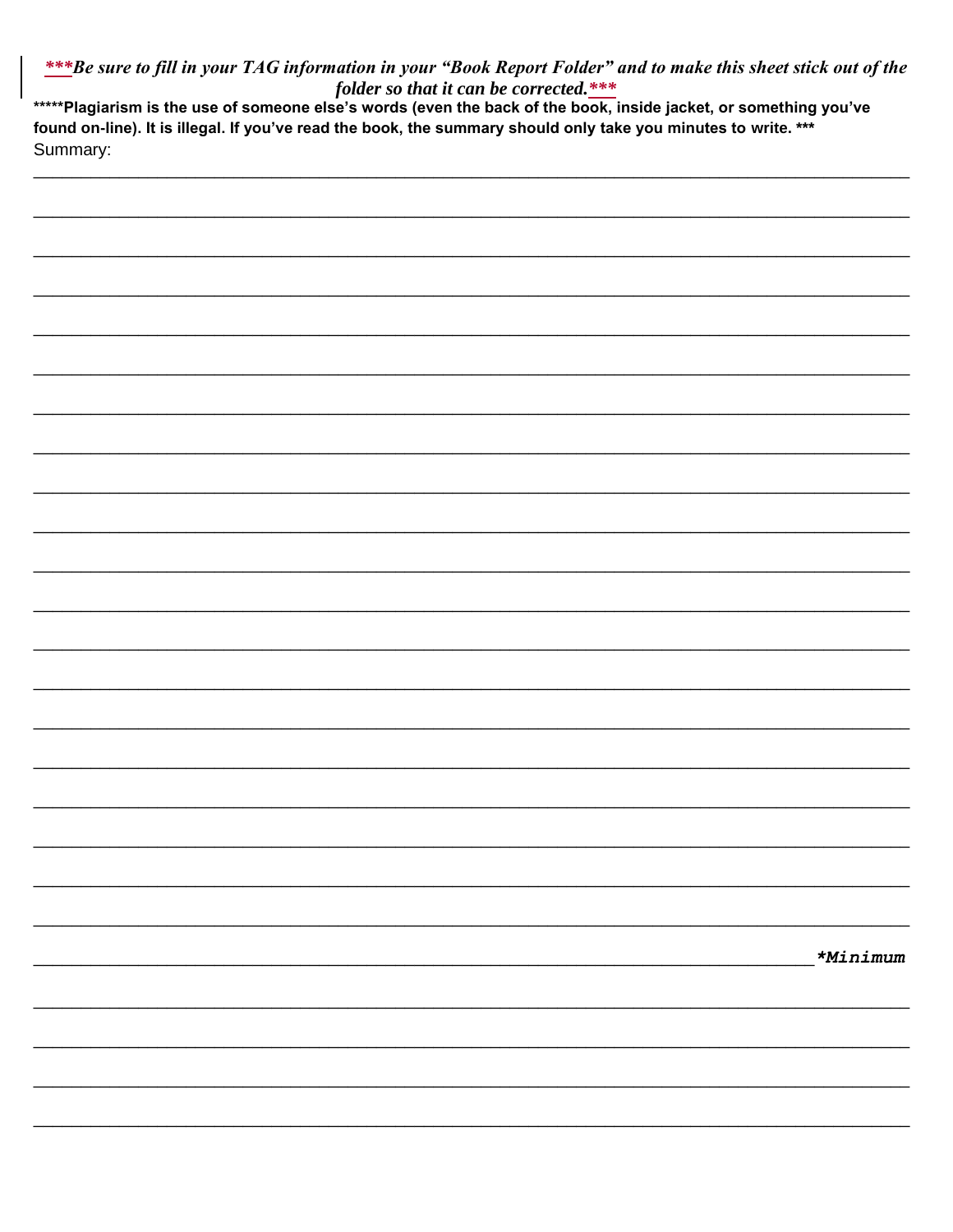***Be sure to fill in your TAG information in your "Book Report Folder" and to make this sheet stick out of the folder so that it can be corrected.*** 

*****Plagiarism is the use of someone else's words (even the back of the book, inside jacket, or something you've found on-line). It is illegal. If you've read the book, the summary should only take you minutes to write. *****

Summary:

_______________________________________________________________________________

_______________________________________________________________________________

_______________________________________________________________________________

_______________________________________________________________________________

_______________________________________________________________________________

_______________________________________________________________________________

_______________________________________________________________________________

_______________________________________________________________________________

_______________________________________________________________________________

_______________________________________________________________________________

_______________________________________________________________________________

_______________________________________________________________________________

_______________________________________________________________________________

_______________________________________________________________________________

_______________________________________________________________________________

_______________________________________________________________________________

_______________________________________________________________________________

_______________________________________________________________________________

_______________________________________________________________________________

_______________________________________________________________________________

_____________________________________________________________________ *Minimum

_______________________________________________________________________________

_______________________________________________________________________________

_______________________________________________________________________________

_______________________________________________________________________________